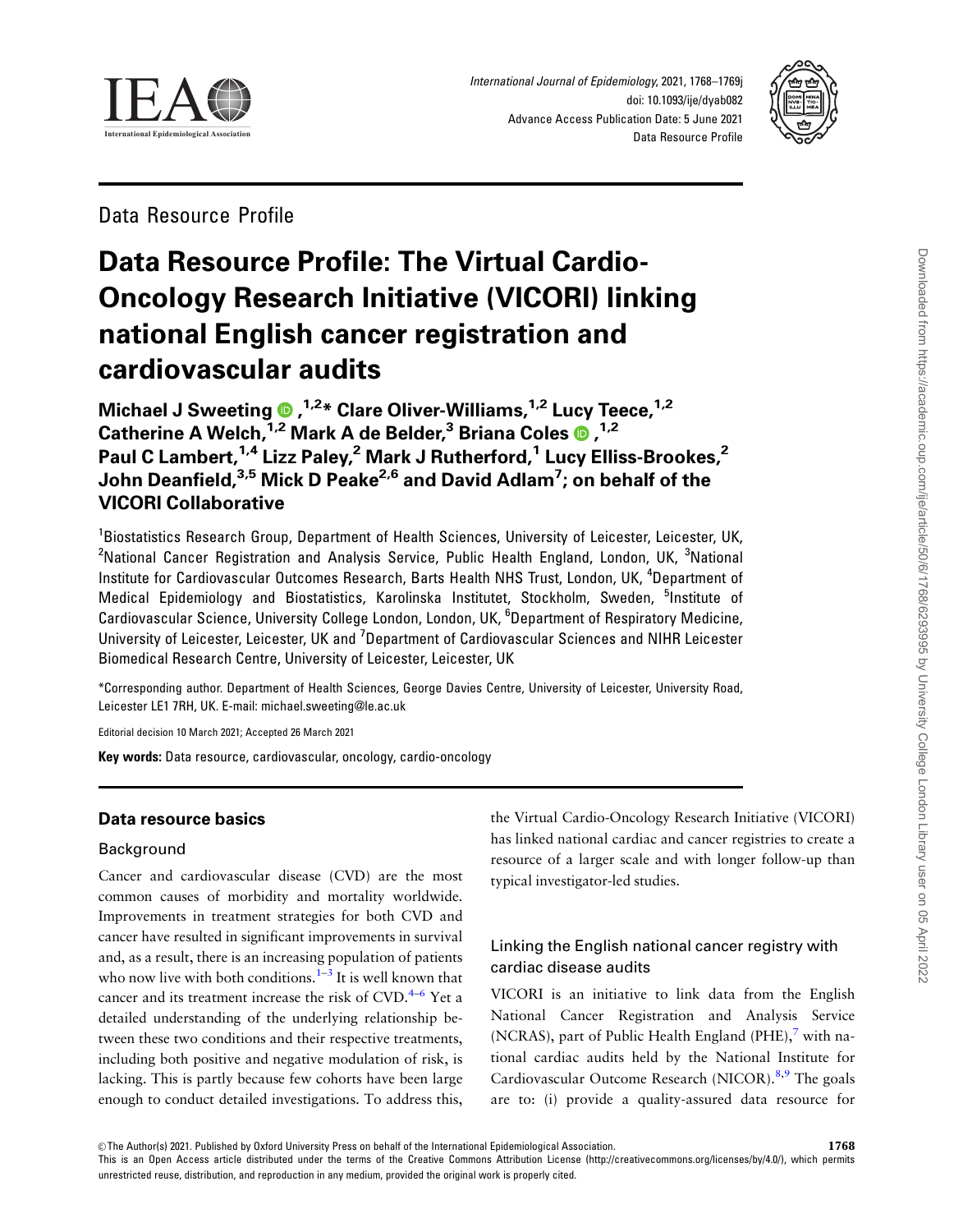Data Resource Profile

# Data Resource Profile: The Virtual Cardio-Oncology Research Initiative (VICORI) linking national English cancer registration and cardiovascular audits

**Michael J Sweeting,[1,2]* Clare Oliver-Williams,[1,2] Lucy Teece,[1,2] Catherine A Welch,[1,2] Mark A de Belder,[3] Briana Coles,[1,2] Paul C Lambert,[1,4] Lizz Paley,[2] Mark J Rutherford,[1] Lucy Elliss-Brookes,[2] John Deanfield,[3,5] Mick D Peake[2,6] and David Adlam[7]; on behalf of the VICORI Collaborative**

[1]Biostatistics Research Group, Department of Health Sciences, University of Leicester, Leicester, UK, [2]National Cancer Registration and Analysis Service, Public Health England, London, UK, [3]National Institute for Cardiovascular Outcomes Research, Barts Health NHS Trust, London, UK, [4]Department of Medical Epidemiology and Biostatistics, Karolinska Institutet, Stockholm, Sweden, [5]Institute of Cardiovascular Science, University College London, London, UK, [6]Department of Respiratory Medicine, University of Leicester, Leicester, UK and [7]Department of Cardiovascular Sciences and NIHR Leicester Biomedical Research Centre, University of Leicester, Leicester, UK

*Corresponding author. Department of Health Sciences, George Davies Centre, University of Leicester, University Road, Leicester LE1 7RH, UK. E-mail: michael.sweeting@le.ac.uk

Editorial decision 10 March 2021; Accepted 26 March 2021

**Key words:** Data resource, cardiovascular, oncology, cardio-oncology

## Data resource basics

### Background

Cancer and cardiovascular disease (CVD) are the most common causes of morbidity and mortality worldwide. Improvements in treatment strategies for both CVD and cancer have resulted in significant improvements in survival and, as a result, there is an increasing population of patients who now live with both conditions.[1–3] It is well known that cancer and its treatment increase the risk of CVD.[4–6] Yet a detailed understanding of the underlying relationship between these two conditions and their respective treatments, including both positive and negative modulation of risk, is lacking. This is partly because few cohorts have been large enough to conduct detailed investigations. To address this, the Virtual Cardio-Oncology Research Initiative (VICORI) has linked national cardiac and cancer registries to create a resource of a larger scale and with longer follow-up than typical investigator-led studies.

### Linking the English national cancer registry with cardiac disease audits

VICORI is an initiative to link data from the English National Cancer Registration and Analysis Service (NCRAS), part of Public Health England (PHE),[7] with national cardiac audits held by the National Institute for Cardiovascular Outcome Research (NICOR).[8,9] The goals are to: (i) provide a quality-assured data resource for

© The Author(s) 2021. Published by Oxford University Press on behalf of the International Epidemiological Association.
This is an Open Access article distributed under the terms of the Creative Commons Attribution License (http://creativecommons.org/licenses/by/4.0/), which permits unrestricted reuse, distribution, and reproduction in any medium, provided the original work is properly cited.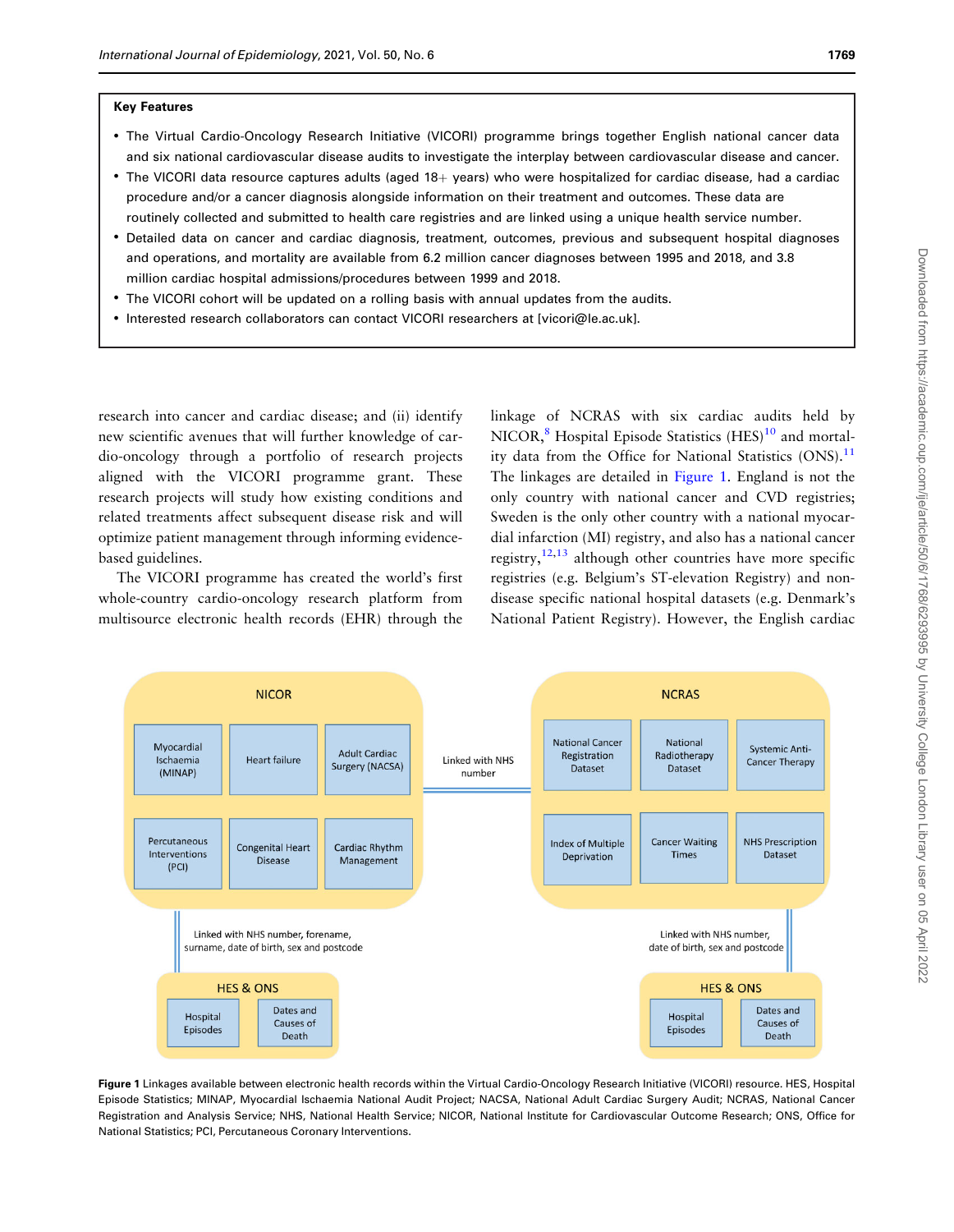**Key Features**

- The Virtual Cardio-Oncology Research Initiative (VICORI) programme brings together English national cancer data and six national cardiovascular disease audits to investigate the interplay between cardiovascular disease and cancer.
- The VICORI data resource captures adults (aged 18+ years) who were hospitalized for cardiac disease, had a cardiac procedure and/or a cancer diagnosis alongside information on their treatment and outcomes. These data are routinely collected and submitted to health care registries and are linked using a unique health service number.
- Detailed data on cancer and cardiac diagnosis, treatment, outcomes, previous and subsequent hospital diagnoses and operations, and mortality are available from 6.2 million cancer diagnoses between 1995 and 2018, and 3.8 million cardiac hospital admissions/procedures between 1999 and 2018.
- The VICORI cohort will be updated on a rolling basis with annual updates from the audits.
- Interested research collaborators can contact VICORI researchers at [vicori@le.ac.uk].

research into cancer and cardiac disease; and (ii) identify new scientific avenues that will further knowledge of cardio-oncology through a portfolio of research projects aligned with the VICORI programme grant. These research projects will study how existing conditions and related treatments affect subsequent disease risk and will optimize patient management through informing evidence-based guidelines.

The VICORI programme has created the world's first whole-country cardio-oncology research platform from multisource electronic health records (EHR) through the linkage of NCRAS with six cardiac audits held by NICOR,[8] Hospital Episode Statistics (HES)[10] and mortality data from the Office for National Statistics (ONS).[11] The linkages are detailed in Figure 1. England is not the only country with national cancer and CVD registries; Sweden is the only other country with a national myocardial infarction (MI) registry, and also has a national cancer registry,[12,13] although other countries have more specific registries (e.g. Belgium's ST-elevation Registry) and non-disease specific national hospital datasets (e.g. Denmark's National Patient Registry). However, the English cardiac

NICOR: Myocardial Ischaemia (MINAP); Heart failure; Adult Cardiac Surgery (NACSA); Percutaneous Interventions (PCI); Congenital Heart Disease; Cardiac Rhythm Management

NCRAS: National Cancer Registration Dataset; National Radiotherapy Dataset; Systemic Anti-Cancer Therapy; Index of Multiple Deprivation; Cancer Waiting Times; NHS Prescription Dataset

NICOR — NCRAS: Linked with NHS number

NICOR — HES & ONS (Hospital Episodes; Dates and Causes of Death): Linked with NHS number, forename, surname, date of birth, sex and postcode

NCRAS — HES & ONS (Hospital Episodes; Dates and Causes of Death): Linked with NHS number, date of birth, sex and postcode

**Figure 1** Linkages available between electronic health records within the Virtual Cardio-Oncology Research Initiative (VICORI) resource. HES, Hospital Episode Statistics; MINAP, Myocardial Ischaemia National Audit Project; NACSA, National Adult Cardiac Surgery Audit; NCRAS, National Cancer Registration and Analysis Service; NHS, National Health Service; NICOR, National Institute for Cardiovascular Outcome Research; ONS, Office for National Statistics; PCI, Percutaneous Coronary Interventions.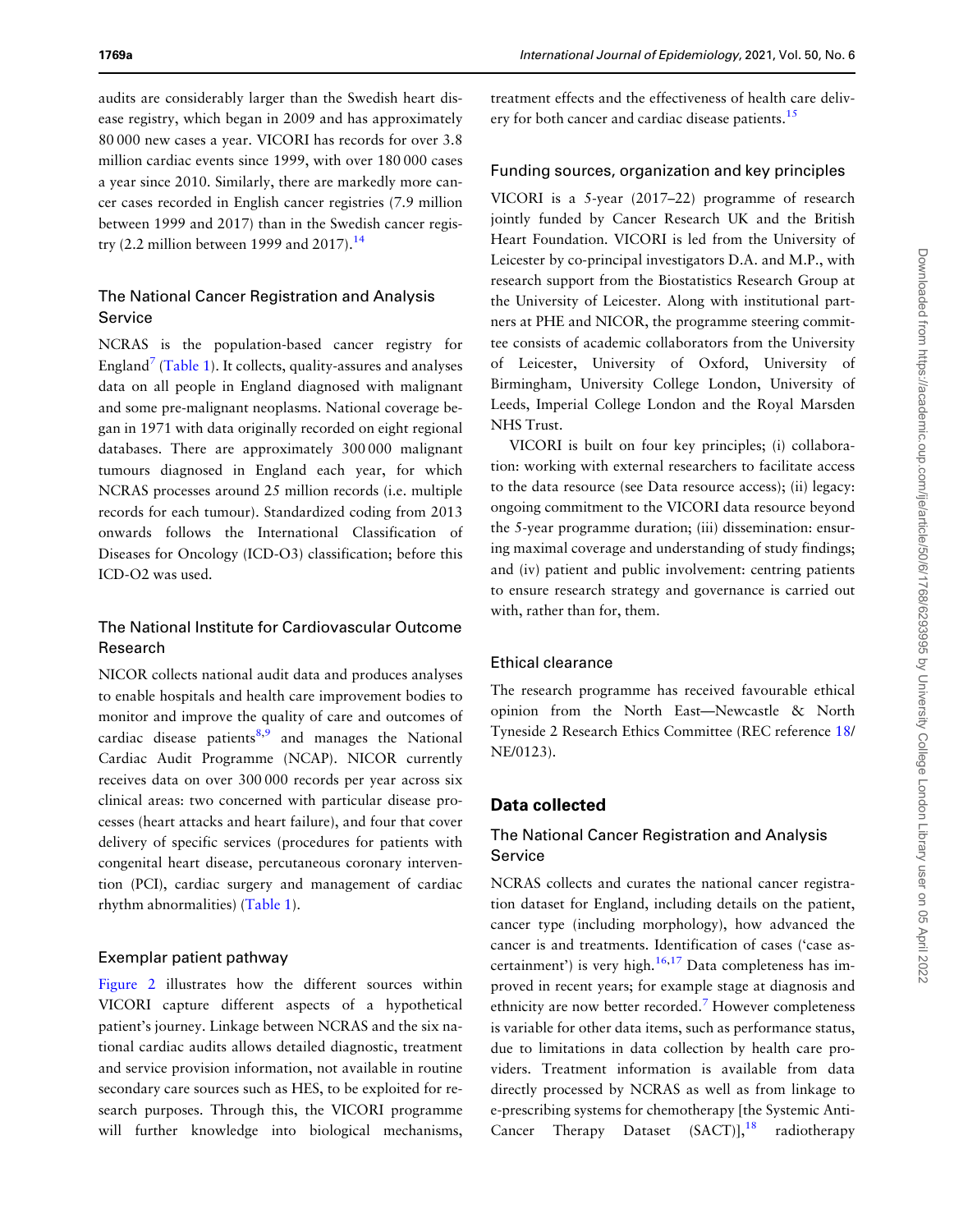audits are considerably larger than the Swedish heart disease registry, which began in 2009 and has approximately 80 000 new cases a year. VICORI has records for over 3.8 million cardiac events since 1999, with over 180 000 cases a year since 2010. Similarly, there are markedly more cancer cases recorded in English cancer registries (7.9 million between 1999 and 2017) than in the Swedish cancer registry (2.2 million between 1999 and 2017).[14]

### The National Cancer Registration and Analysis Service

NCRAS is the population-based cancer registry for England[7] (Table 1). It collects, quality-assures and analyses data on all people in England diagnosed with malignant and some pre-malignant neoplasms. National coverage began in 1971 with data originally recorded on eight regional databases. There are approximately 300 000 malignant tumours diagnosed in England each year, for which NCRAS processes around 25 million records (i.e. multiple records for each tumour). Standardized coding from 2013 onwards follows the International Classification of Diseases for Oncology (ICD-O3) classification; before this ICD-O2 was used.

### The National Institute for Cardiovascular Outcome Research

NICOR collects national audit data and produces analyses to enable hospitals and health care improvement bodies to monitor and improve the quality of care and outcomes of cardiac disease patients[8,9] and manages the National Cardiac Audit Programme (NCAP). NICOR currently receives data on over 300 000 records per year across six clinical areas: two concerned with particular disease processes (heart attacks and heart failure), and four that cover delivery of specific services (procedures for patients with congenital heart disease, percutaneous coronary intervention (PCI), cardiac surgery and management of cardiac rhythm abnormalities) (Table 1).

### Exemplar patient pathway

Figure 2 illustrates how the different sources within VICORI capture different aspects of a hypothetical patient's journey. Linkage between NCRAS and the six national cardiac audits allows detailed diagnostic, treatment and service provision information, not available in routine secondary care sources such as HES, to be exploited for research purposes. Through this, the VICORI programme will further knowledge into biological mechanisms, treatment effects and the effectiveness of health care delivery for both cancer and cardiac disease patients.[15]

### Funding sources, organization and key principles

VICORI is a 5-year (2017–22) programme of research jointly funded by Cancer Research UK and the British Heart Foundation. VICORI is led from the University of Leicester by co-principal investigators D.A. and M.P., with research support from the Biostatistics Research Group at the University of Leicester. Along with institutional partners at PHE and NICOR, the programme steering committee consists of academic collaborators from the University of Leicester, University of Oxford, University of Birmingham, University College London, University of Leeds, Imperial College London and the Royal Marsden NHS Trust.

VICORI is built on four key principles; (i) collaboration: working with external researchers to facilitate access to the data resource (see Data resource access); (ii) legacy: ongoing commitment to the VICORI data resource beyond the 5-year programme duration; (iii) dissemination: ensuring maximal coverage and understanding of study findings; and (iv) patient and public involvement: centring patients to ensure research strategy and governance is carried out with, rather than for, them.

### Ethical clearance

The research programme has received favourable ethical opinion from the North East—Newcastle & North Tyneside 2 Research Ethics Committee (REC reference 18/NE/0123).

## Data collected

### The National Cancer Registration and Analysis Service

NCRAS collects and curates the national cancer registration dataset for England, including details on the patient, cancer type (including morphology), how advanced the cancer is and treatments. Identification of cases ('case ascertainment') is very high.[16,17] Data completeness has improved in recent years; for example stage at diagnosis and ethnicity are now better recorded.[7] However completeness is variable for other data items, such as performance status, due to limitations in data collection by health care providers. Treatment information is available from data directly processed by NCRAS as well as from linkage to e-prescribing systems for chemotherapy [the Systemic Anti-Cancer Therapy Dataset (SACT)],[18] radiotherapy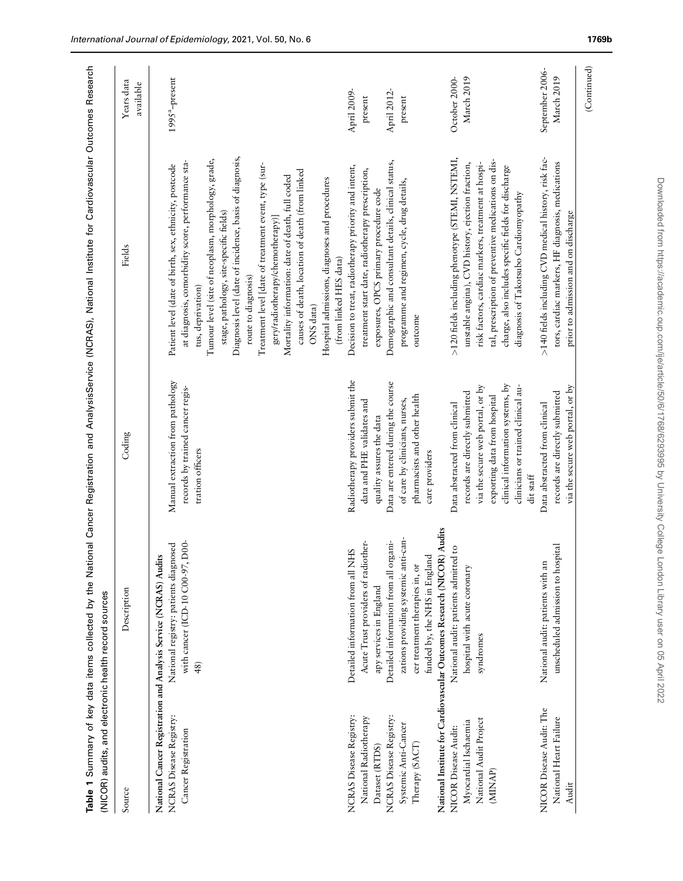**Table 1** Summary of key data items collected by the National Cancer Registration and AnalysisService (NCRAS), National Institute for Cardiovascular Outcomes Research (NICOR) audits, and electronic health record sources

| Source | Description | Coding | Fields | Years data available |
|---|---|---|---|---|
| **National Cancer Registration and Analysis Service (NCRAS) Audits** | | | | |
| NCRAS Disease Registry: Cancer Registration | National registry: patients diagnosed with cancer (ICD-10 C00-97, D00-48) | Manual extraction from pathology records by trained cancer registration officers | Patient level (date of birth, sex, ethnicity, postcode at diagnosis, comorbidity score, performance status, deprivation)<br>Tumour level (site of neoplasm, morphology, grade, stage, pathology, site-specific fields)<br>Diagnosis level (date of incidence, basis of diagnosis, route to diagnosis)<br>Treatment level [date of treatment event, type (surgery/radiotherapy/chemotherapy)]<br>Mortality information: date of death, full coded causes of death, location of death (from linked ONS data)<br>Hospital admissions, diagnoses and procedures (from linked HES data) | 1995[a]–present |
| NCRAS Disease Registry: National Radiotherapy Dataset (RTDS) | Detailed information from all NHS Acute Trust providers of radiotherapy services in England | Radiotherapy providers submit the data and PHE validates and quality assures the data | Decision to treat, radiotherapy priority and intent, treatment start date, radiotherapy prescription, exposures, OPCS primary procedure code | April 2009-present |
| NCRAS Disease Registry: Systemic Anti-Cancer Therapy (SACT) | Detailed information from all organizations providing systemic anti-cancer treatment therapies in, or funded by, the NHS in England | Data are entered during the course of care by clinicians, nurses, pharmacists and other health care providers | Demographic and consultant details, clinical status, programme and regimen, cycle, drug details, outcome | April 2012-present |
| **National Institute for Cardiovascular Outcomes Research (NICOR) Audits** | | | | |
| NICOR Disease Audit: Myocardial Ischaemia National Audit Project (MINAP) | National audit: patients admitted to hospital with acute coronary syndromes | Data abstracted from clinical records are directly submitted via the secure web portal, or by exporting data from hospital clinical information systems, by clinicians or trained clinical audit staff | >120 fields including phenotype (STEMI, NSTEMI, unstable angina), CVD history, ejection fraction, risk factors, cardiac markers, treatment at hospital, prescription of preventive medications on discharge, also includes specific fields for discharge diagnosis of Takotsubo Cardiomyopathy | October 2000-March 2019 |
| NICOR Disease Audit: The National Heart Failure Audit | National audit: patients with an unscheduled admission to hospital | Data abstracted from clinical records are directly submitted via the secure web portal, or by | >140 fields including CVD medical history, risk factors, cardiac markers, HF diagnosis, medications prior to admission and on discharge | September 2006-March 2019 |

(Continued)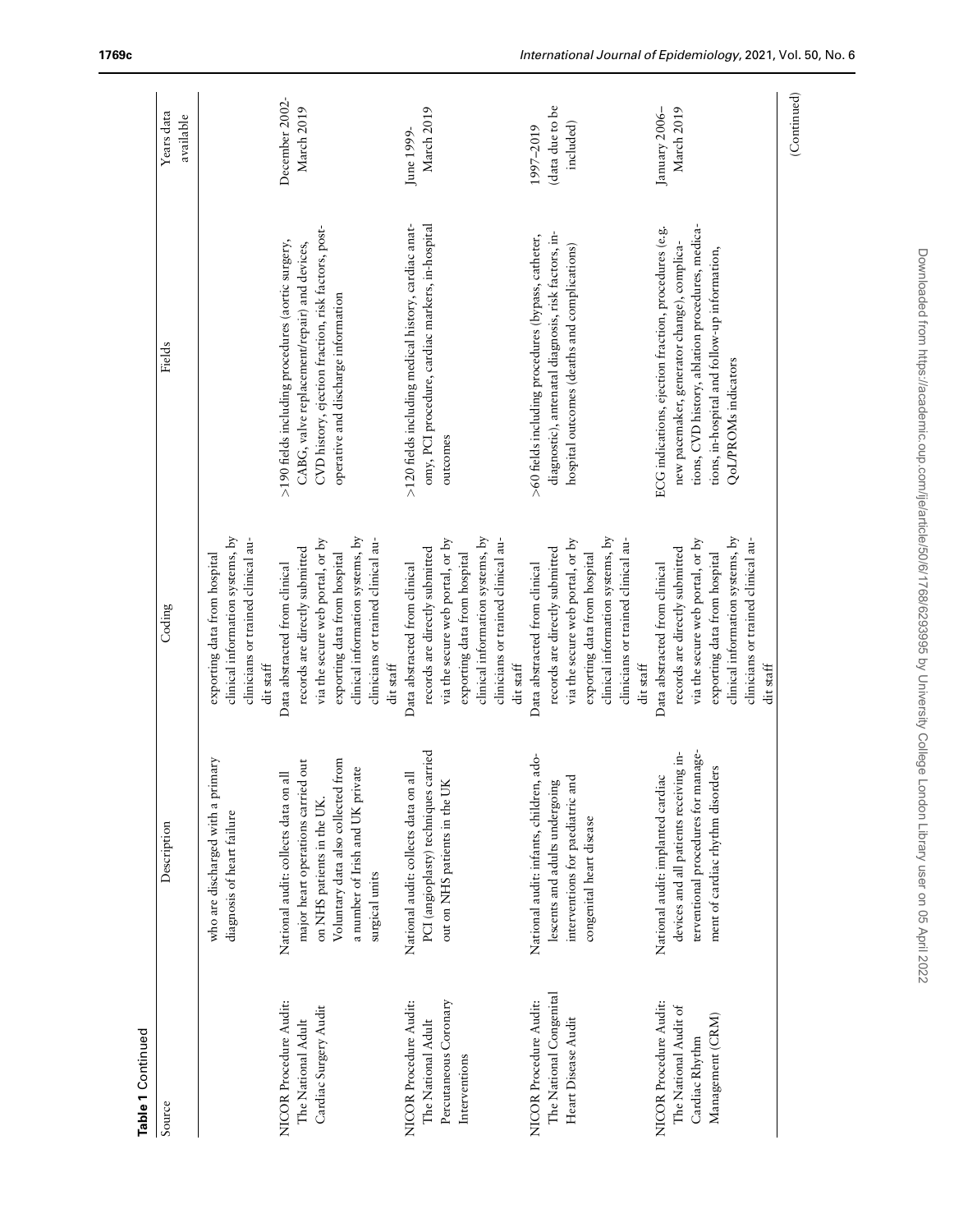**Table 1** Continued

| Source | Description | Coding | Fields | Years data available |
| --- | --- | --- | --- | --- |
| | who are discharged with a primary diagnosis of heart failure | exporting data from hospital clinical information systems, by clinicians or trained clinical audit staff | | |
| NICOR Procedure Audit: The National Adult Cardiac Surgery Audit | National audit: collects data on all major heart operations carried out on NHS patients in the UK. Voluntary data also collected from a number of Irish and UK private surgical units | Data abstracted from clinical records are directly submitted via the secure web portal, or by exporting data from hospital clinical information systems, by clinicians or trained clinical audit staff | >190 fields including procedures (aortic surgery, CABG, valve replacement/repair) and devices, CVD history, ejection fraction, risk factors, post-operative and discharge information | December 2002-March 2019 |
| NICOR Procedure Audit: The National Adult Percutaneous Coronary Interventions | National audit: collects data on all PCI (angioplasty) techniques carried out on NHS patients in the UK | Data abstracted from clinical records are directly submitted via the secure web portal, or by exporting data from hospital clinical information systems, by clinicians or trained clinical audit staff | >120 fields including medical history, cardiac anatomy, PCI procedure, cardiac markers, in-hospital outcomes | June 1999-March 2019 |
| NICOR Procedure Audit: The National Congenital Heart Disease Audit | National audit: infants, children, adolescents and adults undergoing interventions for paediatric and congenital heart disease | Data abstracted from clinical records are directly submitted via the secure web portal, or by exporting data from hospital clinical information systems, by clinicians or trained clinical audit staff | >60 fields including procedures (bypass, catheter, diagnostic), antenatal diagnosis, risk factors, in-hospital outcomes (deaths and complications) | 1997–2019 (data due to be included) |
| NICOR Procedure Audit: The National Audit of Cardiac Rhythm Management (CRM) | National audit: implanted cardiac devices and all patients receiving interventional procedures for management of cardiac rhythm disorders | Data abstracted from clinical records are directly submitted via the secure web portal, or by exporting data from hospital clinical information systems, by clinicians or trained clinical audit staff | ECG indications, ejection fraction, procedures (e.g. new pacemaker, generator change), complications, CVD history, ablation procedures, medications, in-hospital and follow-up information, QoL/PROMs indicators | January 2006–March 2019 |

(Continued)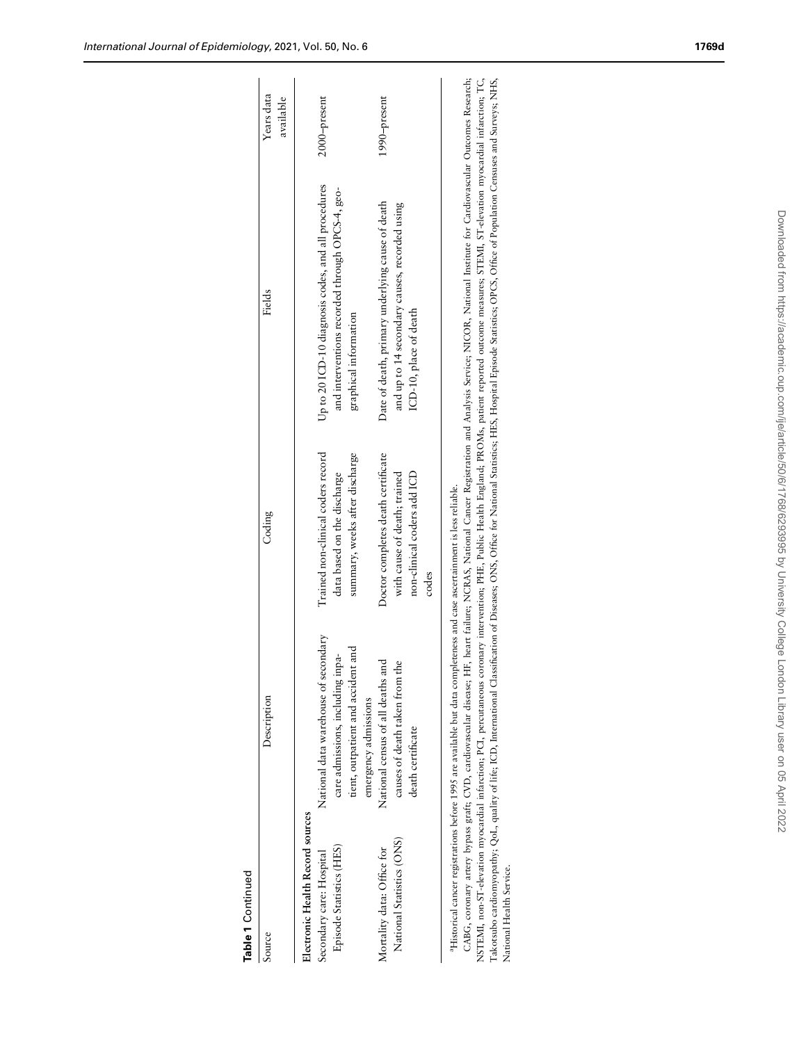**Table 1** Continued

| Source | Description | Coding | Fields | Years data available |
|---|---|---|---|---|
| **Electronic Health Record sources** | | | | |
| Secondary care: Hospital Episode Statistics (HES) | National data warehouse of secondary care admissions, including inpatient, outpatient and accident and emergency admissions | Trained non-clinical coders record data based on the discharge summary, weeks after discharge | Up to 20 ICD-10 diagnosis codes, and all procedures and interventions recorded through OPCS-4, geographical information | 2000–present |
| Mortality data: Office for National Statistics (ONS) | National census of all deaths and causes of death taken from the death certificate | Doctor completes death certificate with cause of death; trained non-clinical coders add ICD codes | Date of death, primary underlying cause of death and up to 14 secondary causes, recorded using ICD-10, place of death | 1990–present |

[a]Historical cancer registrations before 1995 are available but data completeness and case ascertainment is less reliable.

CABG, coronary artery bypass graft; CVD, cardiovascular disease; HF, heart failure; NCRAS, National Cancer Registration and Analysis Service; NICOR, National Institute for Cardiovascular Outcomes Research; NSTEMI, non-ST-elevation myocardial infarction; PCI, percutaneous coronary intervention; PHE, Public Health England; PROMs, patient reported outcome measures; STEMI, ST-elevation myocardial infarction; TC, Takotsubo cardiomyopathy; QoL, quality of life; ICD, International Classification of Diseases; ONS, Office for National Statistics; HES, Hospital Episode Statistics; OPCS, Office of Population Censuses and Surveys; NHS, National Health Service.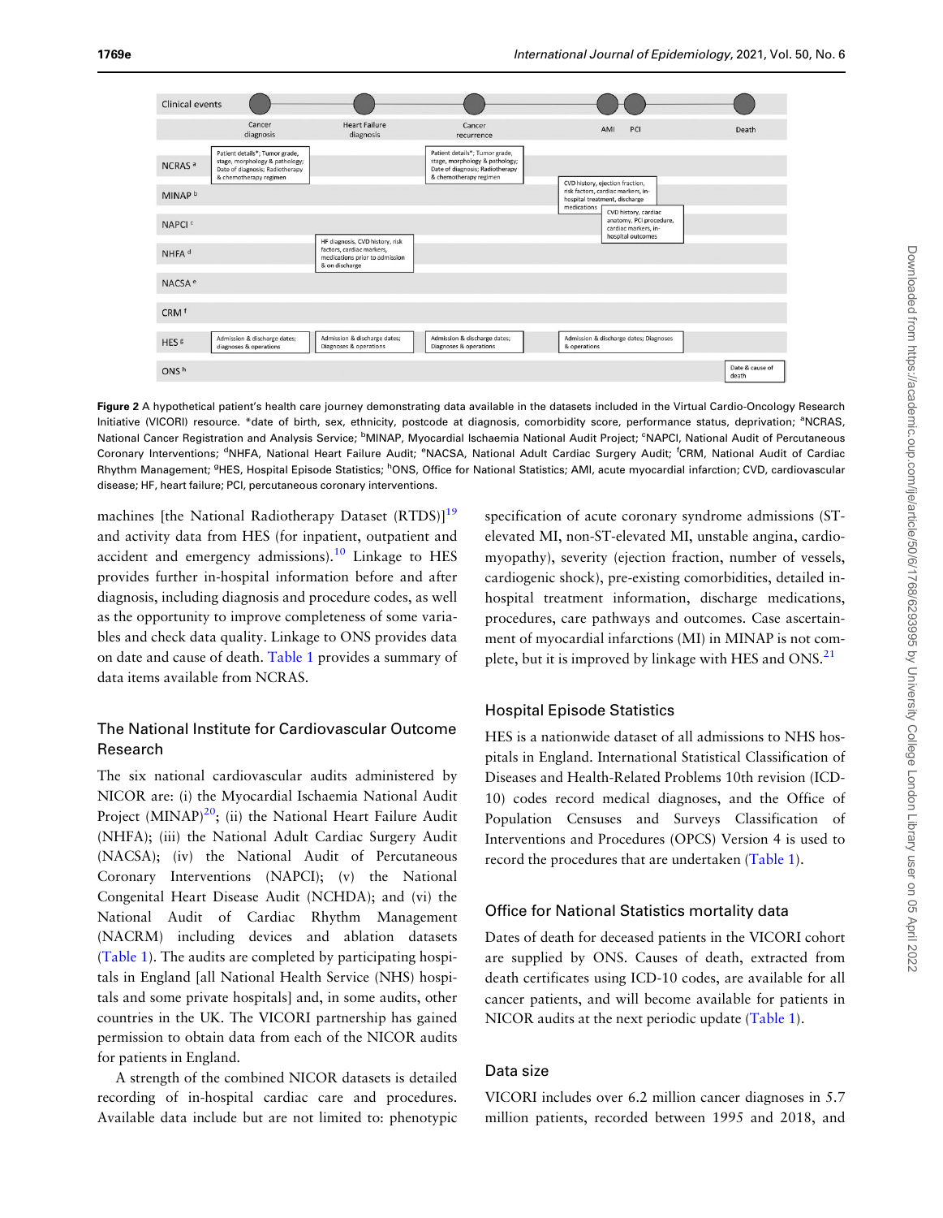Figure 2 A hypothetical patient's health care journey demonstrating data available in the datasets included in the Virtual Cardio-Oncology Research Initiative (VICORI) resource. *date of birth, sex, ethnicity, postcode at diagnosis, comorbidity score, performance status, deprivation; [a]NCRAS, National Cancer Registration and Analysis Service; [b]MINAP, Myocardial Ischaemia National Audit Project; [c]NAPCI, National Audit of Percutaneous Coronary Interventions; [d]NHFA, National Heart Failure Audit; [e]NACSA, National Adult Cardiac Surgery Audit; [f]CRM, National Audit of Cardiac Rhythm Management; [g]HES, Hospital Episode Statistics; [h]ONS, Office for National Statistics; AMI, acute myocardial infarction; CVD, cardiovascular disease; HF, heart failure; PCI, percutaneous coronary interventions.

machines [the National Radiotherapy Dataset (RTDS)][19] and activity data from HES (for inpatient, outpatient and accident and emergency admissions).[10] Linkage to HES provides further in-hospital information before and after diagnosis, including diagnosis and procedure codes, as well as the opportunity to improve completeness of some variables and check data quality. Linkage to ONS provides data on date and cause of death. Table 1 provides a summary of data items available from NCRAS.

## The National Institute for Cardiovascular Outcome Research

The six national cardiovascular audits administered by NICOR are: (i) the Myocardial Ischaemia National Audit Project (MINAP)[20]; (ii) the National Heart Failure Audit (NHFA); (iii) the National Adult Cardiac Surgery Audit (NACSA); (iv) the National Audit of Percutaneous Coronary Interventions (NAPCI); (v) the National Congenital Heart Disease Audit (NCHDA); and (vi) the National Audit of Cardiac Rhythm Management (NACRM) including devices and ablation datasets (Table 1). The audits are completed by participating hospitals in England [all National Health Service (NHS) hospitals and some private hospitals] and, in some audits, other countries in the UK. The VICORI partnership has gained permission to obtain data from each of the NICOR audits for patients in England.

A strength of the combined NICOR datasets is detailed recording of in-hospital cardiac care and procedures. Available data include but are not limited to: phenotypic specification of acute coronary syndrome admissions (ST-elevated MI, non-ST-elevated MI, unstable angina, cardiomyopathy), severity (ejection fraction, number of vessels, cardiogenic shock), pre-existing comorbidities, detailed in-hospital treatment information, discharge medications, procedures, care pathways and outcomes. Case ascertainment of myocardial infarctions (MI) in MINAP is not complete, but it is improved by linkage with HES and ONS.[21]

## Hospital Episode Statistics

HES is a nationwide dataset of all admissions to NHS hospitals in England. International Statistical Classification of Diseases and Health-Related Problems 10th revision (ICD-10) codes record medical diagnoses, and the Office of Population Censuses and Surveys Classification of Interventions and Procedures (OPCS) Version 4 is used to record the procedures that are undertaken (Table 1).

## Office for National Statistics mortality data

Dates of death for deceased patients in the VICORI cohort are supplied by ONS. Causes of death, extracted from death certificates using ICD-10 codes, are available for all cancer patients, and will become available for patients in NICOR audits at the next periodic update (Table 1).

## Data size

VICORI includes over 6.2 million cancer diagnoses in 5.7 million patients, recorded between 1995 and 2018, and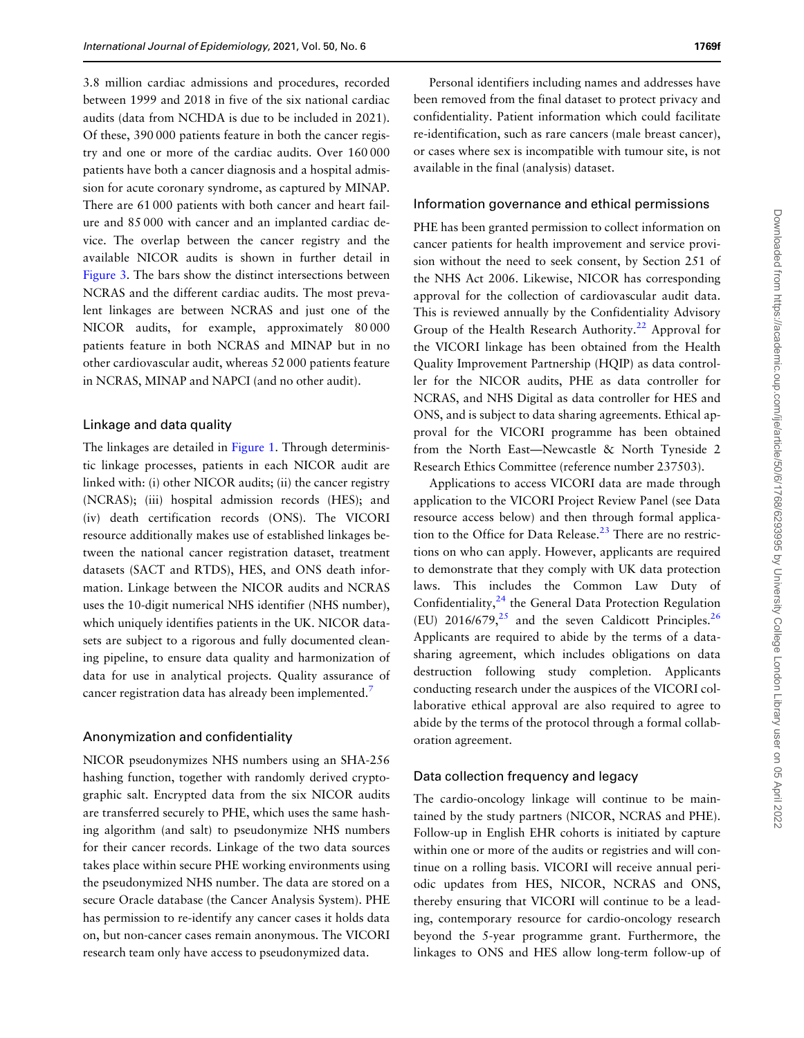3.8 million cardiac admissions and procedures, recorded between 1999 and 2018 in five of the six national cardiac audits (data from NCHDA is due to be included in 2021). Of these, 390 000 patients feature in both the cancer registry and one or more of the cardiac audits. Over 160 000 patients have both a cancer diagnosis and a hospital admission for acute coronary syndrome, as captured by MINAP. There are 61 000 patients with both cancer and heart failure and 85 000 with cancer and an implanted cardiac device. The overlap between the cancer registry and the available NICOR audits is shown in further detail in Figure 3. The bars show the distinct intersections between NCRAS and the different cardiac audits. The most prevalent linkages are between NCRAS and just one of the NICOR audits, for example, approximately 80 000 patients feature in both NCRAS and MINAP but in no other cardiovascular audit, whereas 52 000 patients feature in NCRAS, MINAP and NAPCI (and no other audit).

## Linkage and data quality

The linkages are detailed in Figure 1. Through deterministic linkage processes, patients in each NICOR audit are linked with: (i) other NICOR audits; (ii) the cancer registry (NCRAS); (iii) hospital admission records (HES); and (iv) death certification records (ONS). The VICORI resource additionally makes use of established linkages between the national cancer registration dataset, treatment datasets (SACT and RTDS), HES, and ONS death information. Linkage between the NICOR audits and NCRAS uses the 10-digit numerical NHS identifier (NHS number), which uniquely identifies patients in the UK. NICOR datasets are subject to a rigorous and fully documented cleaning pipeline, to ensure data quality and harmonization of data for use in analytical projects. Quality assurance of cancer registration data has already been implemented.[7]

## Anonymization and confidentiality

NICOR pseudonymizes NHS numbers using an SHA-256 hashing function, together with randomly derived cryptographic salt. Encrypted data from the six NICOR audits are transferred securely to PHE, which uses the same hashing algorithm (and salt) to pseudonymize NHS numbers for their cancer records. Linkage of the two data sources takes place within secure PHE working environments using the pseudonymized NHS number. The data are stored on a secure Oracle database (the Cancer Analysis System). PHE has permission to re-identify any cancer cases it holds data on, but non-cancer cases remain anonymous. The VICORI research team only have access to pseudonymized data.

Personal identifiers including names and addresses have been removed from the final dataset to protect privacy and confidentiality. Patient information which could facilitate re-identification, such as rare cancers (male breast cancer), or cases where sex is incompatible with tumour site, is not available in the final (analysis) dataset.

## Information governance and ethical permissions

PHE has been granted permission to collect information on cancer patients for health improvement and service provision without the need to seek consent, by Section 251 of the NHS Act 2006. Likewise, NICOR has corresponding approval for the collection of cardiovascular audit data. This is reviewed annually by the Confidentiality Advisory Group of the Health Research Authority.[22] Approval for the VICORI linkage has been obtained from the Health Quality Improvement Partnership (HQIP) as data controller for the NICOR audits, PHE as data controller for NCRAS, and NHS Digital as data controller for HES and ONS, and is subject to data sharing agreements. Ethical approval for the VICORI programme has been obtained from the North East—Newcastle & North Tyneside 2 Research Ethics Committee (reference number 237503).

Applications to access VICORI data are made through application to the VICORI Project Review Panel (see Data resource access below) and then through formal application to the Office for Data Release.[23] There are no restrictions on who can apply. However, applicants are required to demonstrate that they comply with UK data protection laws. This includes the Common Law Duty of Confidentiality,[24] the General Data Protection Regulation (EU) 2016/679,[25] and the seven Caldicott Principles.[26] Applicants are required to abide by the terms of a data-sharing agreement, which includes obligations on data destruction following study completion. Applicants conducting research under the auspices of the VICORI collaborative ethical approval are also required to agree to abide by the terms of the protocol through a formal collaboration agreement.

## Data collection frequency and legacy

The cardio-oncology linkage will continue to be maintained by the study partners (NICOR, NCRAS and PHE). Follow-up in English EHR cohorts is initiated by capture within one or more of the audits or registries and will continue on a rolling basis. VICORI will receive annual periodic updates from HES, NICOR, NCRAS and ONS, thereby ensuring that VICORI will continue to be a leading, contemporary resource for cardio-oncology research beyond the 5-year programme grant. Furthermore, the linkages to ONS and HES allow long-term follow-up of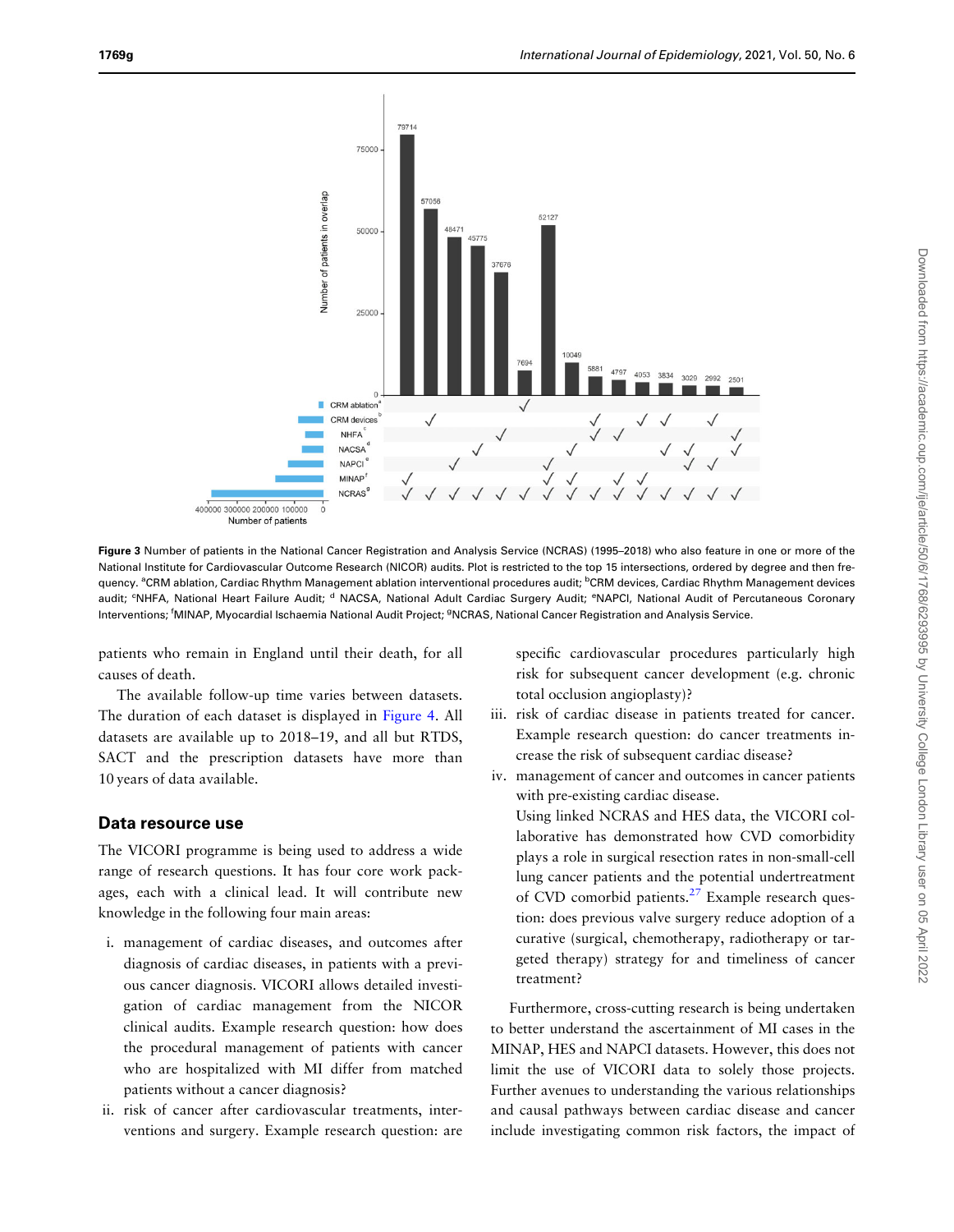**Figure 3** Number of patients in the National Cancer Registration and Analysis Service (NCRAS) (1995–2018) who also feature in one or more of the National Institute for Cardiovascular Outcome Research (NICOR) audits. Plot is restricted to the top 15 intersections, ordered by degree and then frequency. [a]CRM ablation, Cardiac Rhythm Management ablation interventional procedures audit; [b]CRM devices, Cardiac Rhythm Management devices audit; [c]NHFA, National Heart Failure Audit; [d] NACSA, National Adult Cardiac Surgery Audit; [e]NAPCI, National Audit of Percutaneous Coronary Interventions; [f]MINAP, Myocardial Ischaemia National Audit Project; [g]NCRAS, National Cancer Registration and Analysis Service.

patients who remain in England until their death, for all causes of death.

The available follow-up time varies between datasets. The duration of each dataset is displayed in Figure 4. All datasets are available up to 2018–19, and all but RTDS, SACT and the prescription datasets have more than 10 years of data available.

## Data resource use

The VICORI programme is being used to address a wide range of research questions. It has four core work packages, each with a clinical lead. It will contribute new knowledge in the following four main areas:

i. management of cardiac diseases, and outcomes after diagnosis of cardiac diseases, in patients with a previous cancer diagnosis. VICORI allows detailed investigation of cardiac management from the NICOR clinical audits. Example research question: how does the procedural management of patients with cancer who are hospitalized with MI differ from matched patients without a cancer diagnosis?

ii. risk of cancer after cardiovascular treatments, interventions and surgery. Example research question: are specific cardiovascular procedures particularly high risk for subsequent cancer development (e.g. chronic total occlusion angioplasty)?

iii. risk of cardiac disease in patients treated for cancer. Example research question: do cancer treatments increase the risk of subsequent cardiac disease?

iv. management of cancer and outcomes in cancer patients with pre-existing cardiac disease.
Using linked NCRAS and HES data, the VICORI collaborative has demonstrated how CVD comorbidity plays a role in surgical resection rates in non-small-cell lung cancer patients and the potential undertreatment of CVD comorbid patients.[27] Example research question: does previous valve surgery reduce adoption of a curative (surgical, chemotherapy, radiotherapy or targeted therapy) strategy for and timeliness of cancer treatment?

Furthermore, cross-cutting research is being undertaken to better understand the ascertainment of MI cases in the MINAP, HES and NAPCI datasets. However, this does not limit the use of VICORI data to solely those projects. Further avenues to understanding the various relationships and causal pathways between cardiac disease and cancer include investigating common risk factors, the impact of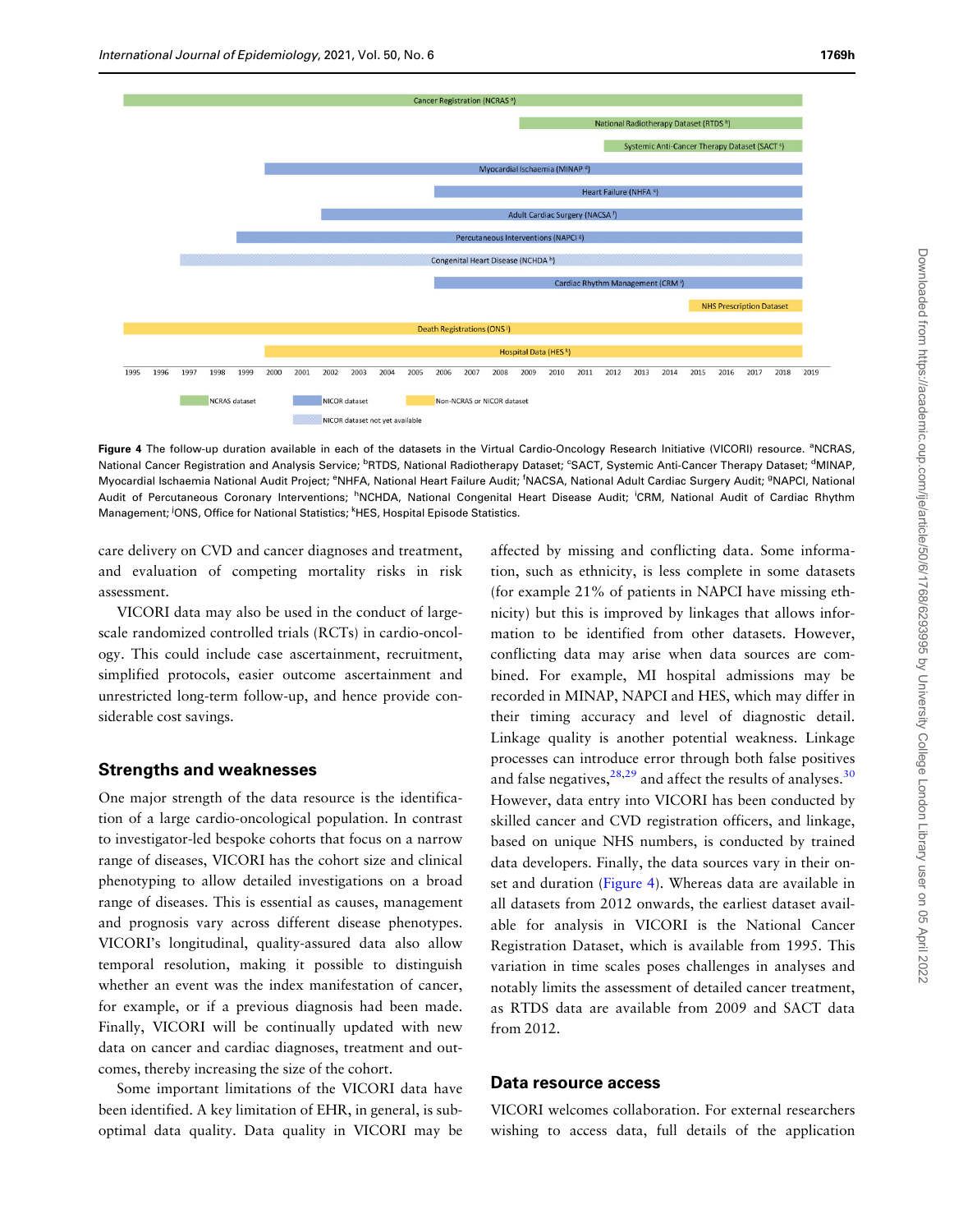Figure 4 The follow-up duration available in each of the datasets in the Virtual Cardio-Oncology Research Initiative (VICORI) resource. [a]NCRAS, National Cancer Registration and Analysis Service; [b]RTDS, National Radiotherapy Dataset; [c]SACT, Systemic Anti-Cancer Therapy Dataset; [d]MINAP, Myocardial Ischaemia National Audit Project; [e]NHFA, National Heart Failure Audit; [f]NACSA, National Adult Cardiac Surgery Audit; [g]NAPCI, National Audit of Percutaneous Coronary Interventions; [h]NCHDA, National Congenital Heart Disease Audit; [i]CRM, National Audit of Cardiac Rhythm Management; [j]ONS, Office for National Statistics; [k]HES, Hospital Episode Statistics.

care delivery on CVD and cancer diagnoses and treatment, and evaluation of competing mortality risks in risk assessment.

VICORI data may also be used in the conduct of large-scale randomized controlled trials (RCTs) in cardio-oncology. This could include case ascertainment, recruitment, simplified protocols, easier outcome ascertainment and unrestricted long-term follow-up, and hence provide considerable cost savings.

## Strengths and weaknesses

One major strength of the data resource is the identification of a large cardio-oncological population. In contrast to investigator-led bespoke cohorts that focus on a narrow range of diseases, VICORI has the cohort size and clinical phenotyping to allow detailed investigations on a broad range of diseases. This is essential as causes, management and prognosis vary across different disease phenotypes. VICORI's longitudinal, quality-assured data also allow temporal resolution, making it possible to distinguish whether an event was the index manifestation of cancer, for example, or if a previous diagnosis had been made. Finally, VICORI will be continually updated with new data on cancer and cardiac diagnoses, treatment and outcomes, thereby increasing the size of the cohort.

Some important limitations of the VICORI data have been identified. A key limitation of EHR, in general, is sub-optimal data quality. Data quality in VICORI may be affected by missing and conflicting data. Some information, such as ethnicity, is less complete in some datasets (for example 21% of patients in NAPCI have missing ethnicity) but this is improved by linkages that allows information to be identified from other datasets. However, conflicting data may arise when data sources are combined. For example, MI hospital admissions may be recorded in MINAP, NAPCI and HES, which may differ in their timing accuracy and level of diagnostic detail. Linkage quality is another potential weakness. Linkage processes can introduce error through both false positives and false negatives,[28,29] and affect the results of analyses.[30] However, data entry into VICORI has been conducted by skilled cancer and CVD registration officers, and linkage, based on unique NHS numbers, is conducted by trained data developers. Finally, the data sources vary in their onset and duration (Figure 4). Whereas data are available in all datasets from 2012 onwards, the earliest dataset available for analysis in VICORI is the National Cancer Registration Dataset, which is available from 1995. This variation in time scales poses challenges in analyses and notably limits the assessment of detailed cancer treatment, as RTDS data are available from 2009 and SACT data from 2012.

## Data resource access

VICORI welcomes collaboration. For external researchers wishing to access data, full details of the application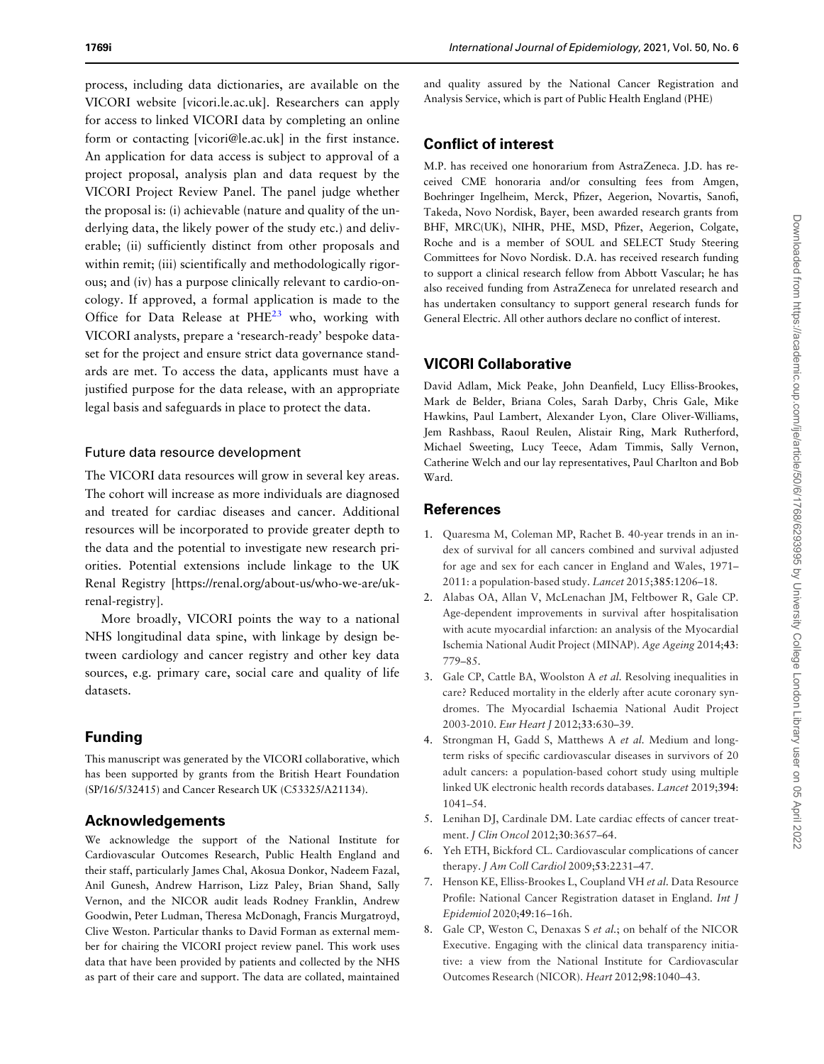process, including data dictionaries, are available on the VICORI website [vicori.le.ac.uk]. Researchers can apply for access to linked VICORI data by completing an online form or contacting [vicori@le.ac.uk] in the first instance. An application for data access is subject to approval of a project proposal, analysis plan and data request by the VICORI Project Review Panel. The panel judge whether the proposal is: (i) achievable (nature and quality of the underlying data, the likely power of the study etc.) and deliverable; (ii) sufficiently distinct from other proposals and within remit; (iii) scientifically and methodologically rigorous; and (iv) has a purpose clinically relevant to cardio-oncology. If approved, a formal application is made to the Office for Data Release at PHE[23] who, working with VICORI analysts, prepare a 'research-ready' bespoke dataset for the project and ensure strict data governance standards are met. To access the data, applicants must have a justified purpose for the data release, with an appropriate legal basis and safeguards in place to protect the data.

### Future data resource development

The VICORI data resources will grow in several key areas. The cohort will increase as more individuals are diagnosed and treated for cardiac diseases and cancer. Additional resources will be incorporated to provide greater depth to the data and the potential to investigate new research priorities. Potential extensions include linkage to the UK Renal Registry [https://renal.org/about-us/who-we-are/uk-renal-registry].

More broadly, VICORI points the way to a national NHS longitudinal data spine, with linkage by design between cardiology and cancer registry and other key data sources, e.g. primary care, social care and quality of life datasets.

## Funding

This manuscript was generated by the VICORI collaborative, which has been supported by grants from the British Heart Foundation (SP/16/5/32415) and Cancer Research UK (C53325/A21134).

## Acknowledgements

We acknowledge the support of the National Institute for Cardiovascular Outcomes Research, Public Health England and their staff, particularly James Chal, Akosua Donkor, Nadeem Fazal, Anil Gunesh, Andrew Harrison, Lizz Paley, Brian Shand, Sally Vernon, and the NICOR audit leads Rodney Franklin, Andrew Goodwin, Peter Ludman, Theresa McDonagh, Francis Murgatroyd, Clive Weston. Particular thanks to David Forman as external member for chairing the VICORI project review panel. This work uses data that have been provided by patients and collected by the NHS as part of their care and support. The data are collated, maintained and quality assured by the National Cancer Registration and Analysis Service, which is part of Public Health England (PHE)

## Conflict of interest

M.P. has received one honorarium from AstraZeneca. J.D. has received CME honoraria and/or consulting fees from Amgen, Boehringer Ingelheim, Merck, Pfizer, Aegerion, Novartis, Sanofi, Takeda, Novo Nordisk, Bayer, been awarded research grants from BHF, MRC(UK), NIHR, PHE, MSD, Pfizer, Aegerion, Colgate, Roche and is a member of SOUL and SELECT Study Steering Committees for Novo Nordisk. D.A. has received research funding to support a clinical research fellow from Abbott Vascular; he has also received funding from AstraZeneca for unrelated research and has undertaken consultancy to support general research funds for General Electric. All other authors declare no conflict of interest.

## VICORI Collaborative

David Adlam, Mick Peake, John Deanfield, Lucy Elliss-Brookes, Mark de Belder, Briana Coles, Sarah Darby, Chris Gale, Mike Hawkins, Paul Lambert, Alexander Lyon, Clare Oliver-Williams, Jem Rashbass, Raoul Reulen, Alistair Ring, Mark Rutherford, Michael Sweeting, Lucy Teece, Adam Timmis, Sally Vernon, Catherine Welch and our lay representatives, Paul Charlton and Bob Ward.

## References

1. Quaresma M, Coleman MP, Rachet B. 40-year trends in an index of survival for all cancers combined and survival adjusted for age and sex for each cancer in England and Wales, 1971–2011: a population-based study. *Lancet* 2015;**385**:1206–18.
2. Alabas OA, Allan V, McLenachan JM, Feltbower R, Gale CP. Age-dependent improvements in survival after hospitalisation with acute myocardial infarction: an analysis of the Myocardial Ischemia National Audit Project (MINAP). *Age Ageing* 2014;**43**: 779–85.
3. Gale CP, Cattle BA, Woolston A *et al.* Resolving inequalities in care? Reduced mortality in the elderly after acute coronary syndromes. The Myocardial Ischaemia National Audit Project 2003-2010. *Eur Heart J* 2012;**33**:630–39.
4. Strongman H, Gadd S, Matthews A *et al.* Medium and long-term risks of specific cardiovascular diseases in survivors of 20 adult cancers: a population-based cohort study using multiple linked UK electronic health records databases. *Lancet* 2019;**394**: 1041–54.
5. Lenihan DJ, Cardinale DM. Late cardiac effects of cancer treatment. *J Clin Oncol* 2012;**30**:3657–64.
6. Yeh ETH, Bickford CL. Cardiovascular complications of cancer therapy. *J Am Coll Cardiol* 2009;**53**:2231–47.
7. Henson KE, Elliss-Brookes L, Coupland VH *et al.* Data Resource Profile: National Cancer Registration dataset in England. *Int J Epidemiol* 2020;**49**:16–16h.
8. Gale CP, Weston C, Denaxas S *et al.*; on behalf of the NICOR Executive. Engaging with the clinical data transparency initiative: a view from the National Institute for Cardiovascular Outcomes Research (NICOR). *Heart* 2012;**98**:1040–43.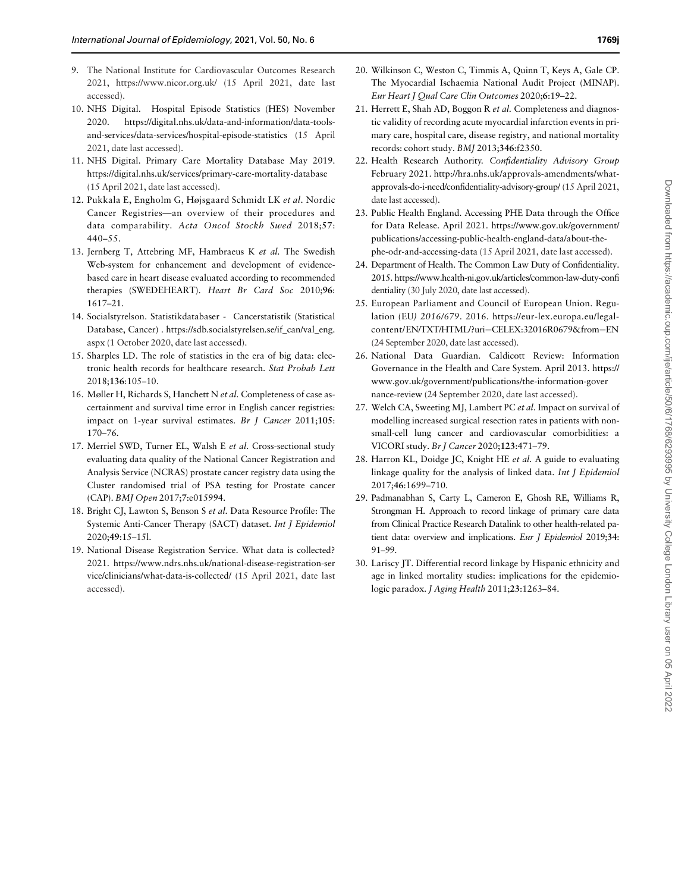9. The National Institute for Cardiovascular Outcomes Research 2021, https://www.nicor.org.uk/ (15 April 2021, date last accessed).
10. NHS Digital. Hospital Episode Statistics (HES) November 2020. https://digital.nhs.uk/data-and-information/data-tools-and-services/data-services/hospital-episode-statistics (15 April 2021, date last accessed).
11. NHS Digital. Primary Care Mortality Database May 2019. https://digital.nhs.uk/services/primary-care-mortality-database (15 April 2021, date last accessed).
12. Pukkala E, Engholm G, Højsgaard Schmidt LK *et al.* Nordic Cancer Registries—an overview of their procedures and data comparability. *Acta Oncol Stockh Swed* 2018;**57**: 440–55.
13. Jernberg T, Attebring MF, Hambraeus K *et al.* The Swedish Web-system for enhancement and development of evidence-based care in heart disease evaluated according to recommended therapies (SWEDEHEART). *Heart Br Card Soc* 2010;**96**: 1617–21.
14. Socialstyrelson. Statistikdatabaser - Cancerstatistik (Statistical Database, Cancer) . https://sdb.socialstyrelsen.se/if_can/val_eng.aspx (1 October 2020, date last accessed).
15. Sharples LD. The role of statistics in the era of big data: electronic health records for healthcare research. *Stat Probab Lett* 2018;**136**:105–10.
16. Møller H, Richards S, Hanchett N *et al.* Completeness of case ascertainment and survival time error in English cancer registries: impact on 1-year survival estimates. *Br J Cancer* 2011;**105**: 170–76.
17. Merriel SWD, Turner EL, Walsh E *et al.* Cross-sectional study evaluating data quality of the National Cancer Registration and Analysis Service (NCRAS) prostate cancer registry data using the Cluster randomised trial of PSA testing for Prostate cancer (CAP). *BMJ Open* 2017;**7**:e015994.
18. Bright CJ, Lawton S, Benson S *et al.* Data Resource Profile: The Systemic Anti-Cancer Therapy (SACT) dataset. *Int J Epidemiol* 2020;**49**:15–15l.
19. National Disease Registration Service. What data is collected? 2021. https://www.ndrs.nhs.uk/national-disease-registration-service/clinicians/what-data-is-collected/ (15 April 2021, date last accessed).
20. Wilkinson C, Weston C, Timmis A, Quinn T, Keys A, Gale CP. The Myocardial Ischaemia National Audit Project (MINAP). *Eur Heart J Qual Care Clin Outcomes* 2020;**6**:19–22.
21. Herrett E, Shah AD, Boggon R *et al.* Completeness and diagnostic validity of recording acute myocardial infarction events in primary care, hospital care, disease registry, and national mortality records: cohort study. *BMJ* 2013;**346**:f2350.
22. Health Research Authority. *Confidentiality Advisory Group* February 2021. http://hra.nhs.uk/approvals-amendments/what-approvals-do-i-need/confidentiality-advisory-group/ (15 April 2021, date last accessed).
23. Public Health England. Accessing PHE Data through the Office for Data Release. April 2021. https://www.gov.uk/government/publications/accessing-public-health-england-data/about-the-phe-odr-and-accessing-data (15 April 2021, date last accessed).
24. Department of Health. The Common Law Duty of Confidentiality. 2015. https://www.health-ni.gov.uk/articles/common-law-duty-confidentiality (30 July 2020, date last accessed).
25. European Parliament and Council of European Union. Regulation (EU*) 2016/679*. 2016. https://eur-lex.europa.eu/legal-content/EN/TXT/HTML/?uri=CELEX:32016R0679&from=EN (24 September 2020, date last accessed).
26. National Data Guardian. Caldicott Review: Information Governance in the Health and Care System. April 2013. https://www.gov.uk/government/publications/the-information-governance-review (24 September 2020, date last accessed).
27. Welch CA, Sweeting MJ, Lambert PC *et al.* Impact on survival of modelling increased surgical resection rates in patients with non-small-cell lung cancer and cardiovascular comorbidities: a VICORI study. *Br J Cancer* 2020;**123**:471–79.
28. Harron KL, Doidge JC, Knight HE *et al.* A guide to evaluating linkage quality for the analysis of linked data. *Int J Epidemiol* 2017;**46**:1699–710.
29. Padmanabhan S, Carty L, Cameron E, Ghosh RE, Williams R, Strongman H. Approach to record linkage of primary care data from Clinical Practice Research Datalink to other health-related patient data: overview and implications. *Eur J Epidemiol* 2019;**34**: 91–99.
30. Lariscy JT. Differential record linkage by Hispanic ethnicity and age in linked mortality studies: implications for the epidemiologic paradox. *J Aging Health* 2011;**23**:1263–84.